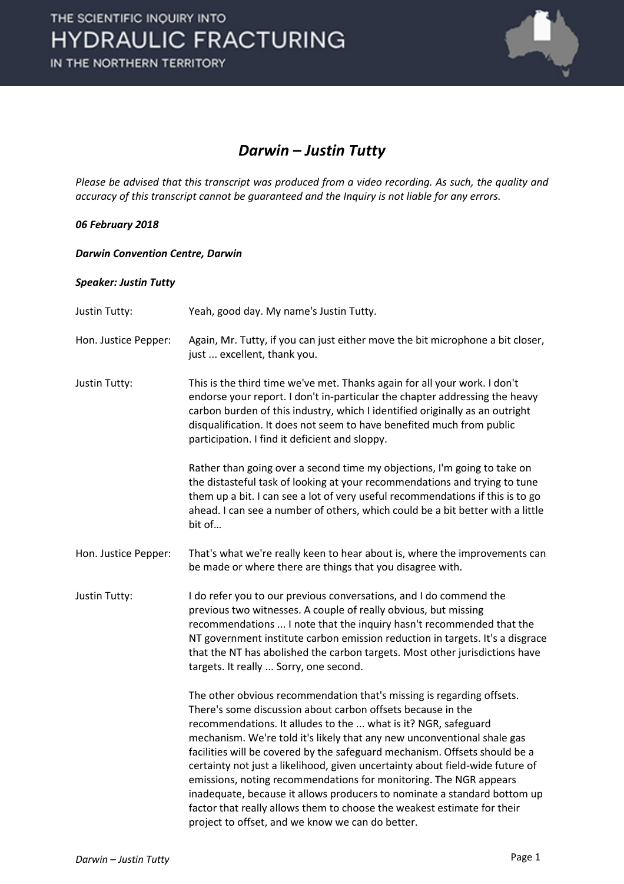# *Darwin – Justin Tutty*

*Please be advised that this transcript was produced from a video recording. As such, the quality and accuracy of this transcript cannot be guaranteed and the Inquiry is not liable for any errors.*

***06 February 2018***

***Darwin Convention Centre, Darwin***

***Speaker: Justin Tutty***

| | |
|---|---|
| Justin Tutty: | Yeah, good day. My name's Justin Tutty. |
| Hon. Justice Pepper: | Again, Mr. Tutty, if you can just either move the bit microphone a bit closer, just ... excellent, thank you. |
| Justin Tutty: | This is the third time we've met. Thanks again for all your work. I don't endorse your report. I don't in-particular the chapter addressing the heavy carbon burden of this industry, which I identified originally as an outright disqualification. It does not seem to have benefited much from public participation. I find it deficient and sloppy.<br><br>Rather than going over a second time my objections, I'm going to take on the distasteful task of looking at your recommendations and trying to tune them up a bit. I can see a lot of very useful recommendations if this is to go ahead. I can see a number of others, which could be a bit better with a little bit of… |
| Hon. Justice Pepper: | That's what we're really keen to hear about is, where the improvements can be made or where there are things that you disagree with. |
| Justin Tutty: | I do refer you to our previous conversations, and I do commend the previous two witnesses. A couple of really obvious, but missing recommendations ... I note that the inquiry hasn't recommended that the NT government institute carbon emission reduction in targets. It's a disgrace that the NT has abolished the carbon targets. Most other jurisdictions have targets. It really ... Sorry, one second.<br><br>The other obvious recommendation that's missing is regarding offsets. There's some discussion about carbon offsets because in the recommendations. It alludes to the ... what is it? NGR, safeguard mechanism. We're told it's likely that any new unconventional shale gas facilities will be covered by the safeguard mechanism. Offsets should be a certainty not just a likelihood, given uncertainty about field-wide future of emissions, noting recommendations for monitoring. The NGR appears inadequate, because it allows producers to nominate a standard bottom up factor that really allows them to choose the weakest estimate for their project to offset, and we know we can do better. |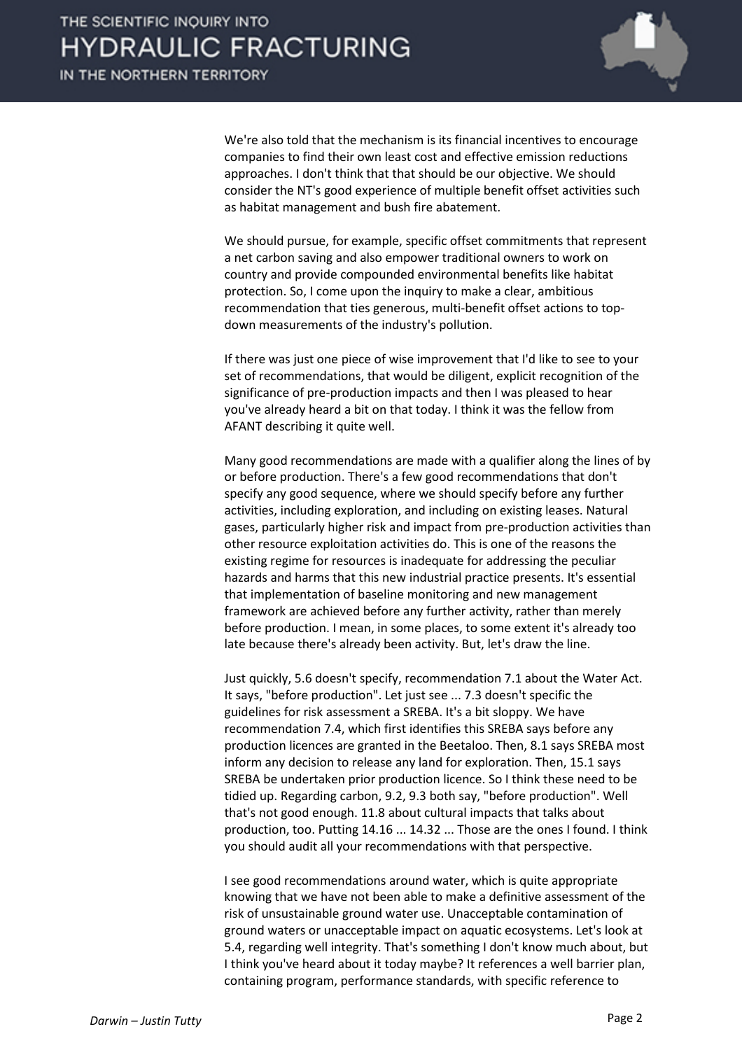We're also told that the mechanism is its financial incentives to encourage companies to find their own least cost and effective emission reductions approaches. I don't think that that should be our objective. We should consider the NT's good experience of multiple benefit offset activities such as habitat management and bush fire abatement.

We should pursue, for example, specific offset commitments that represent a net carbon saving and also empower traditional owners to work on country and provide compounded environmental benefits like habitat protection. So, I come upon the inquiry to make a clear, ambitious recommendation that ties generous, multi-benefit offset actions to top-down measurements of the industry's pollution.

If there was just one piece of wise improvement that I'd like to see to your set of recommendations, that would be diligent, explicit recognition of the significance of pre-production impacts and then I was pleased to hear you've already heard a bit on that today. I think it was the fellow from AFANT describing it quite well.

Many good recommendations are made with a qualifier along the lines of by or before production. There's a few good recommendations that don't specify any good sequence, where we should specify before any further activities, including exploration, and including on existing leases. Natural gases, particularly higher risk and impact from pre-production activities than other resource exploitation activities do. This is one of the reasons the existing regime for resources is inadequate for addressing the peculiar hazards and harms that this new industrial practice presents. It's essential that implementation of baseline monitoring and new management framework are achieved before any further activity, rather than merely before production. I mean, in some places, to some extent it's already too late because there's already been activity. But, let's draw the line.

Just quickly, 5.6 doesn't specify, recommendation 7.1 about the Water Act. It says, "before production". Let just see ... 7.3 doesn't specific the guidelines for risk assessment a SREBA. It's a bit sloppy. We have recommendation 7.4, which first identifies this SREBA says before any production licences are granted in the Beetaloo. Then, 8.1 says SREBA most inform any decision to release any land for exploration. Then, 15.1 says SREBA be undertaken prior production licence. So I think these need to be tidied up. Regarding carbon, 9.2, 9.3 both say, "before production". Well that's not good enough. 11.8 about cultural impacts that talks about production, too. Putting 14.16 ... 14.32 ... Those are the ones I found. I think you should audit all your recommendations with that perspective.

I see good recommendations around water, which is quite appropriate knowing that we have not been able to make a definitive assessment of the risk of unsustainable ground water use. Unacceptable contamination of ground waters or unacceptable impact on aquatic ecosystems. Let's look at 5.4, regarding well integrity. That's something I don't know much about, but I think you've heard about it today maybe? It references a well barrier plan, containing program, performance standards, with specific reference to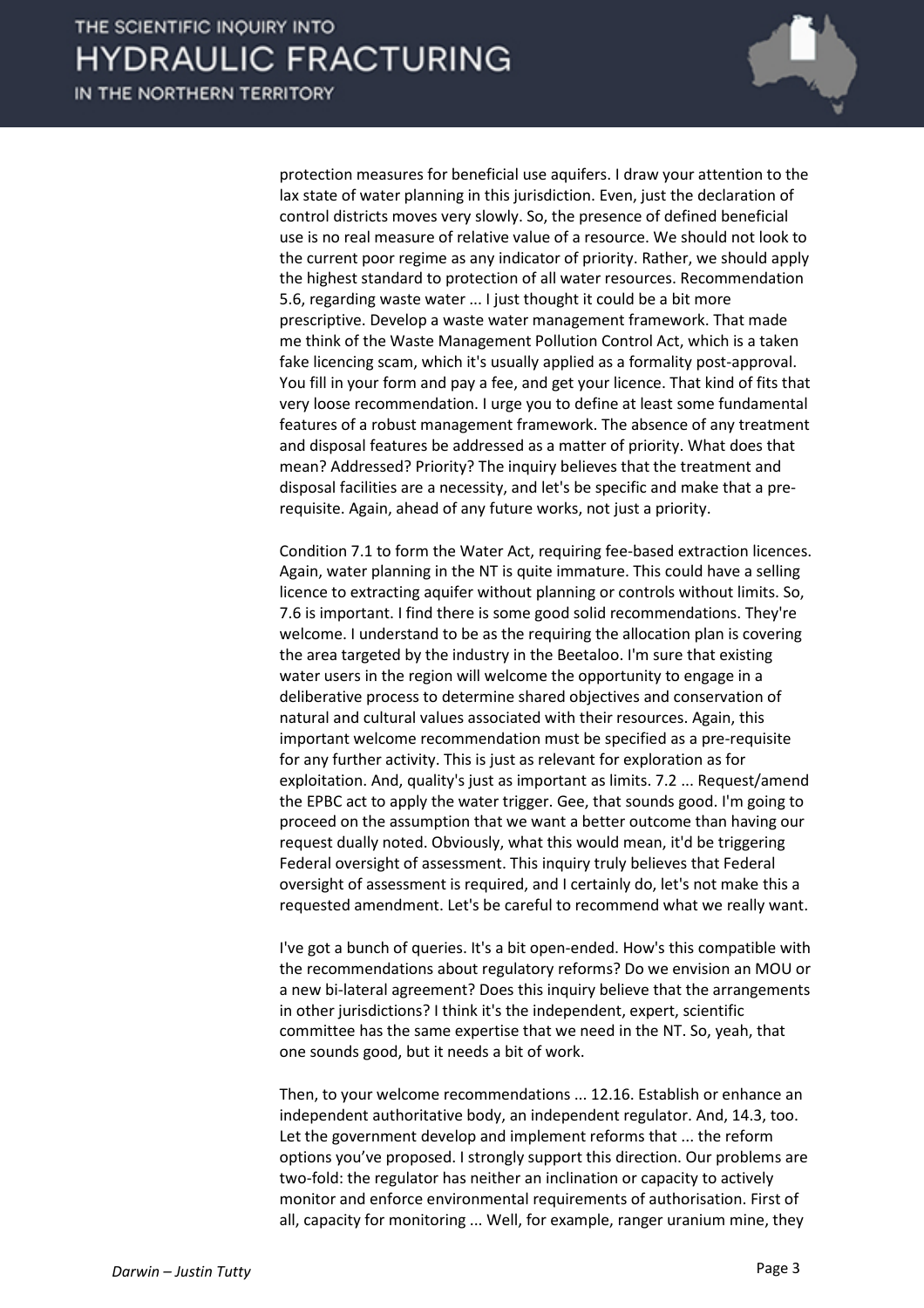protection measures for beneficial use aquifers. I draw your attention to the lax state of water planning in this jurisdiction. Even, just the declaration of control districts moves very slowly. So, the presence of defined beneficial use is no real measure of relative value of a resource. We should not look to the current poor regime as any indicator of priority. Rather, we should apply the highest standard to protection of all water resources. Recommendation 5.6, regarding waste water ... I just thought it could be a bit more prescriptive. Develop a waste water management framework. That made me think of the Waste Management Pollution Control Act, which is a taken fake licencing scam, which it's usually applied as a formality post-approval. You fill in your form and pay a fee, and get your licence. That kind of fits that very loose recommendation. I urge you to define at least some fundamental features of a robust management framework. The absence of any treatment and disposal features be addressed as a matter of priority. What does that mean? Addressed? Priority? The inquiry believes that the treatment and disposal facilities are a necessity, and let's be specific and make that a pre-requisite. Again, ahead of any future works, not just a priority.

Condition 7.1 to form the Water Act, requiring fee-based extraction licences. Again, water planning in the NT is quite immature. This could have a selling licence to extracting aquifer without planning or controls without limits. So, 7.6 is important. I find there is some good solid recommendations. They're welcome. I understand to be as the requiring the allocation plan is covering the area targeted by the industry in the Beetaloo. I'm sure that existing water users in the region will welcome the opportunity to engage in a deliberative process to determine shared objectives and conservation of natural and cultural values associated with their resources. Again, this important welcome recommendation must be specified as a pre-requisite for any further activity. This is just as relevant for exploration as for exploitation. And, quality's just as important as limits. 7.2 ... Request/amend the EPBC act to apply the water trigger. Gee, that sounds good. I'm going to proceed on the assumption that we want a better outcome than having our request dually noted. Obviously, what this would mean, it'd be triggering Federal oversight of assessment. This inquiry truly believes that Federal oversight of assessment is required, and I certainly do, let's not make this a requested amendment. Let's be careful to recommend what we really want.

I've got a bunch of queries. It's a bit open-ended. How's this compatible with the recommendations about regulatory reforms? Do we envision an MOU or a new bi-lateral agreement? Does this inquiry believe that the arrangements in other jurisdictions? I think it's the independent, expert, scientific committee has the same expertise that we need in the NT. So, yeah, that one sounds good, but it needs a bit of work.

Then, to your welcome recommendations ... 12.16. Establish or enhance an independent authoritative body, an independent regulator. And, 14.3, too. Let the government develop and implement reforms that ... the reform options you've proposed. I strongly support this direction. Our problems are two-fold: the regulator has neither an inclination or capacity to actively monitor and enforce environmental requirements of authorisation. First of all, capacity for monitoring ... Well, for example, ranger uranium mine, they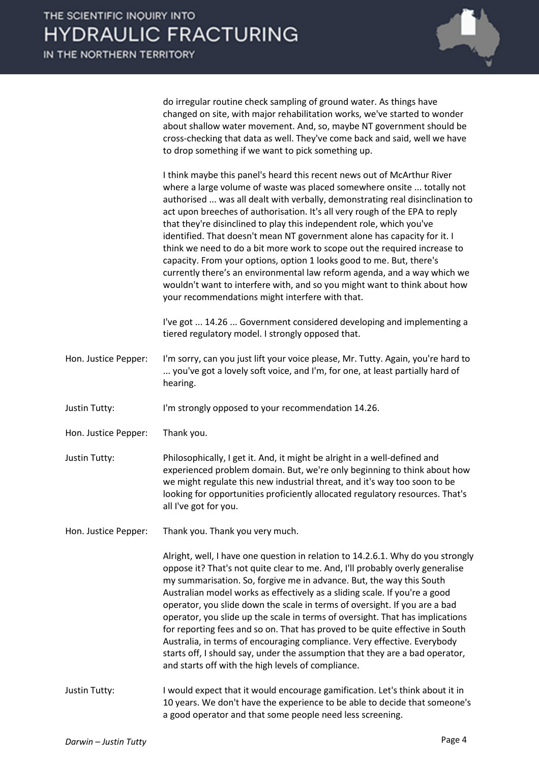do irregular routine check sampling of ground water. As things have changed on site, with major rehabilitation works, we've started to wonder about shallow water movement. And, so, maybe NT government should be cross-checking that data as well. They've come back and said, well we have to drop something if we want to pick something up.

I think maybe this panel's heard this recent news out of McArthur River where a large volume of waste was placed somewhere onsite ... totally not authorised ... was all dealt with verbally, demonstrating real disinclination to act upon breeches of authorisation. It's all very rough of the EPA to reply that they're disinclined to play this independent role, which you've identified. That doesn't mean NT government alone has capacity for it. I think we need to do a bit more work to scope out the required increase to capacity. From your options, option 1 looks good to me. But, there's currently there's an environmental law reform agenda, and a way which we wouldn't want to interfere with, and so you might want to think about how your recommendations might interfere with that.

I've got ... 14.26 ... Government considered developing and implementing a tiered regulatory model. I strongly opposed that.

Hon. Justice Pepper: I'm sorry, can you just lift your voice please, Mr. Tutty. Again, you're hard to ... you've got a lovely soft voice, and I'm, for one, at least partially hard of hearing.

Justin Tutty: I'm strongly opposed to your recommendation 14.26.

Hon. Justice Pepper: Thank you.

Justin Tutty: Philosophically, I get it. And, it might be alright in a well-defined and experienced problem domain. But, we're only beginning to think about how we might regulate this new industrial threat, and it's way too soon to be looking for opportunities proficiently allocated regulatory resources. That's all I've got for you.

Hon. Justice Pepper: Thank you. Thank you very much.

Alright, well, I have one question in relation to 14.2.6.1. Why do you strongly oppose it? That's not quite clear to me. And, I'll probably overly generalise my summarisation. So, forgive me in advance. But, the way this South Australian model works as effectively as a sliding scale. If you're a good operator, you slide down the scale in terms of oversight. If you are a bad operator, you slide up the scale in terms of oversight. That has implications for reporting fees and so on. That has proved to be quite effective in South Australia, in terms of encouraging compliance. Very effective. Everybody starts off, I should say, under the assumption that they are a bad operator, and starts off with the high levels of compliance.

Justin Tutty: I would expect that it would encourage gamification. Let's think about it in 10 years. We don't have the experience to be able to decide that someone's a good operator and that some people need less screening.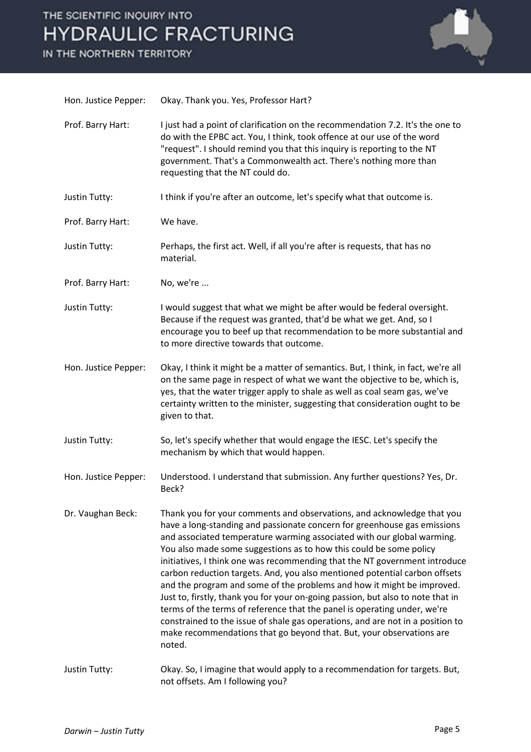Hon. Justice Pepper: Okay. Thank you. Yes, Professor Hart?

Prof. Barry Hart: I just had a point of clarification on the recommendation 7.2. It's the one to do with the EPBC act. You, I think, took offence at our use of the word "request". I should remind you that this inquiry is reporting to the NT government. That's a Commonwealth act. There's nothing more than requesting that the NT could do.

Justin Tutty: I think if you're after an outcome, let's specify what that outcome is.

Prof. Barry Hart: We have.

Justin Tutty: Perhaps, the first act. Well, if all you're after is requests, that has no material.

Prof. Barry Hart: No, we're ...

Justin Tutty: I would suggest that what we might be after would be federal oversight. Because if the request was granted, that'd be what we get. And, so I encourage you to beef up that recommendation to be more substantial and to more directive towards that outcome.

Hon. Justice Pepper: Okay, I think it might be a matter of semantics. But, I think, in fact, we're all on the same page in respect of what we want the objective to be, which is, yes, that the water trigger apply to shale as well as coal seam gas, we've certainty written to the minister, suggesting that consideration ought to be given to that.

Justin Tutty: So, let's specify whether that would engage the IESC. Let's specify the mechanism by which that would happen.

Hon. Justice Pepper: Understood. I understand that submission. Any further questions? Yes, Dr. Beck?

Dr. Vaughan Beck: Thank you for your comments and observations, and acknowledge that you have a long-standing and passionate concern for greenhouse gas emissions and associated temperature warming associated with our global warming. You also made some suggestions as to how this could be some policy initiatives, I think one was recommending that the NT government introduce carbon reduction targets. And, you also mentioned potential carbon offsets and the program and some of the problems and how it might be improved. Just to, firstly, thank you for your on-going passion, but also to note that in terms of the terms of reference that the panel is operating under, we're constrained to the issue of shale gas operations, and are not in a position to make recommendations that go beyond that. But, your observations are noted.

Justin Tutty: Okay. So, I imagine that would apply to a recommendation for targets. But, not offsets. Am I following you?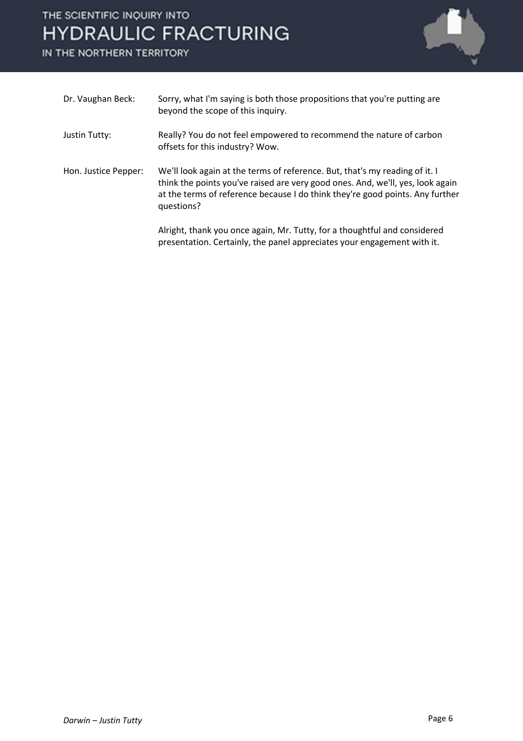Dr. Vaughan Beck: Sorry, what I'm saying is both those propositions that you're putting are beyond the scope of this inquiry.

Justin Tutty: Really? You do not feel empowered to recommend the nature of carbon offsets for this industry? Wow.

Hon. Justice Pepper: We'll look again at the terms of reference. But, that's my reading of it. I think the points you've raised are very good ones. And, we'll, yes, look again at the terms of reference because I do think they're good points. Any further questions?

Alright, thank you once again, Mr. Tutty, for a thoughtful and considered presentation. Certainly, the panel appreciates your engagement with it.